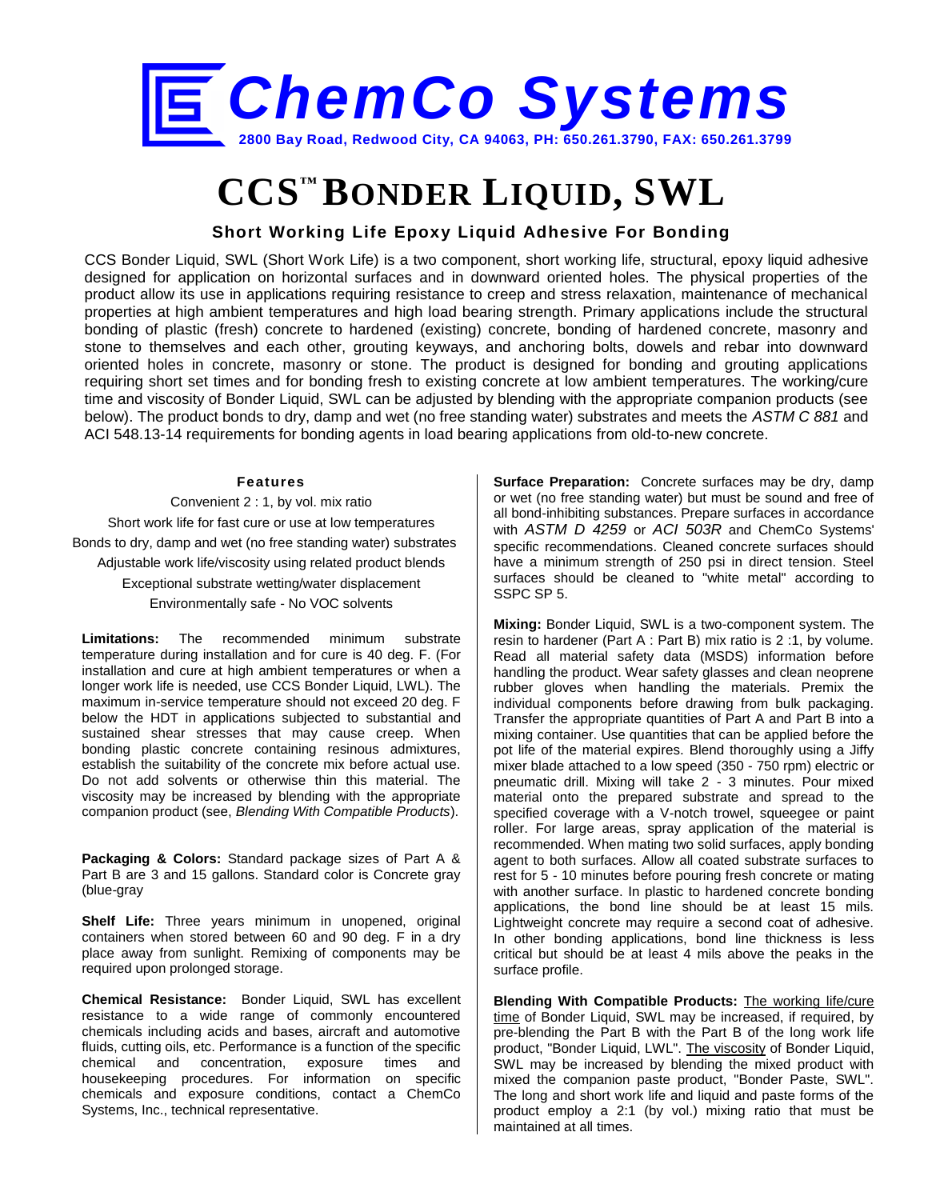# ChemCo Systems

2800 Bay Road, Redwood City, CA 94063, PH: 650.261.3790, FAX: 650.261.3799

# CCS™ Bonder Liquid, SWL

## Short Working Life Epoxy Liquid Adhesive For Bonding

CCS Bonder Liquid, SWL (Short Work Life) is a two component, short working life, structural, epoxy liquid adhesive designed for application on horizontal surfaces and in downward oriented holes. The physical properties of the product allow its use in applications requiring resistance to creep and stress relaxation, maintenance of mechanical properties at high ambient temperatures and high load bearing strength. Primary applications include the structural bonding of plastic (fresh) concrete to hardened (existing) concrete, bonding of hardened concrete, masonry and stone to themselves and each other, grouting keyways, and anchoring bolts, dowels and rebar into downward oriented holes in concrete, masonry or stone. The product is designed for bonding and grouting applications requiring short set times and for bonding fresh to existing concrete at low ambient temperatures. The working/cure time and viscosity of Bonder Liquid, SWL can be adjusted by blending with the appropriate companion products (see below). The product bonds to dry, damp and wet (no free standing water) substrates and meets the *ASTM C 881* and ACI 548.13-14 requirements for bonding agents in load bearing applications from old-to-new concrete.

### Features

Convenient 2 : 1, by vol. mix ratio

Short work life for fast cure or use at low temperatures

Bonds to dry, damp and wet (no free standing water) substrates

Adjustable work life/viscosity using related product blends

Exceptional substrate wetting/water displacement

Environmentally safe - No VOC solvents

**Limitations:** The recommended minimum substrate temperature during installation and for cure is 40 deg. F. (For installation and cure at high ambient temperatures or when a longer work life is needed, use CCS Bonder Liquid, LWL). The maximum in-service temperature should not exceed 20 deg. F below the HDT in applications subjected to substantial and sustained shear stresses that may cause creep. When bonding plastic concrete containing resinous admixtures, establish the suitability of the concrete mix before actual use. Do not add solvents or otherwise thin this material. The viscosity may be increased by blending with the appropriate companion product (see, *Blending With Compatible Products*).

**Packaging & Colors:** Standard package sizes of Part A & Part B are 3 and 15 gallons. Standard color is Concrete gray (blue-gray

**Shelf Life:** Three years minimum in unopened, original containers when stored between 60 and 90 deg. F in a dry place away from sunlight. Remixing of components may be required upon prolonged storage.

**Chemical Resistance:** Bonder Liquid, SWL has excellent resistance to a wide range of commonly encountered chemicals including acids and bases, aircraft and automotive fluids, cutting oils, etc. Performance is a function of the specific chemical and concentration, exposure times and housekeeping procedures. For information on specific chemicals and exposure conditions, contact a ChemCo Systems, Inc., technical representative.

**Surface Preparation:** Concrete surfaces may be dry, damp or wet (no free standing water) but must be sound and free of all bond-inhibiting substances. Prepare surfaces in accordance with *ASTM D 4259* or *ACI 503R* and ChemCo Systems' specific recommendations. Cleaned concrete surfaces should have a minimum strength of 250 psi in direct tension. Steel surfaces should be cleaned to "white metal" according to SSPC SP 5.

**Mixing:** Bonder Liquid, SWL is a two-component system. The resin to hardener (Part A : Part B) mix ratio is 2 :1, by volume. Read all material safety data (MSDS) information before handling the product. Wear safety glasses and clean neoprene rubber gloves when handling the materials. Premix the individual components before drawing from bulk packaging. Transfer the appropriate quantities of Part A and Part B into a mixing container. Use quantities that can be applied before the pot life of the material expires. Blend thoroughly using a Jiffy mixer blade attached to a low speed (350 - 750 rpm) electric or pneumatic drill. Mixing will take 2 - 3 minutes. Pour mixed material onto the prepared substrate and spread to the specified coverage with a V-notch trowel, squeegee or paint roller. For large areas, spray application of the material is recommended. When mating two solid surfaces, apply bonding agent to both surfaces. Allow all coated substrate surfaces to rest for 5 - 10 minutes before pouring fresh concrete or mating with another surface. In plastic to hardened concrete bonding applications, the bond line should be at least 15 mils. Lightweight concrete may require a second coat of adhesive. In other bonding applications, bond line thickness is less critical but should be at least 4 mils above the peaks in the surface profile.

**Blending With Compatible Products:** The working life/cure time of Bonder Liquid, SWL may be increased, if required, by pre-blending the Part B with the Part B of the long work life product, "Bonder Liquid, LWL". The viscosity of Bonder Liquid, SWL may be increased by blending the mixed product with mixed the companion paste product, "Bonder Paste, SWL". The long and short work life and liquid and paste forms of the product employ a 2:1 (by vol.) mixing ratio that must be maintained at all times.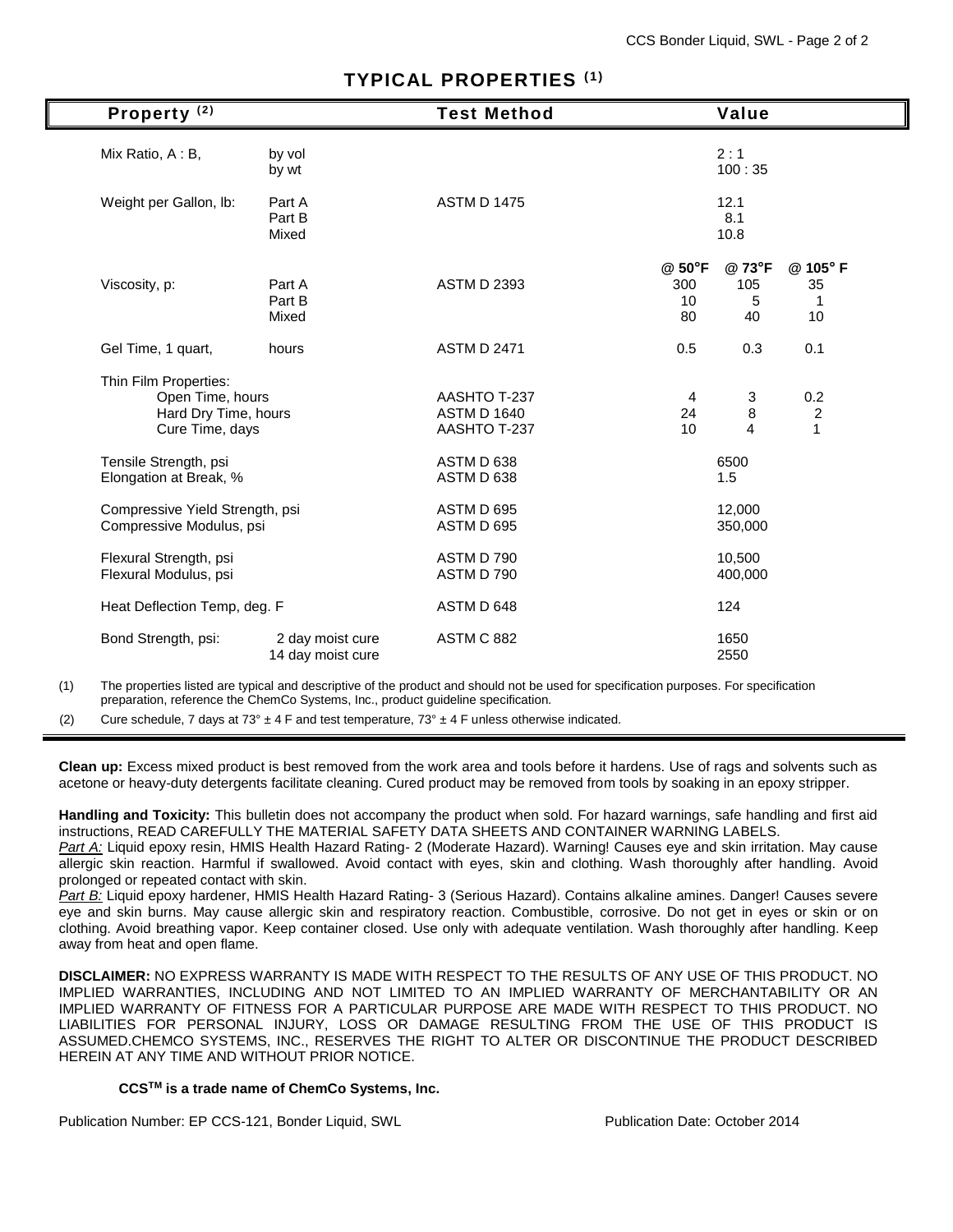## TYPICAL PROPERTIES [1]

| Property [2] | | Test Method | Value | | |
|---|---|---|---|---|---|
| Mix Ratio, A : B, | by vol | | | 2 : 1 | |
| | by wt | | | 100 : 35 | |
| Weight per Gallon, lb: | Part A | ASTM D 1475 | | 12.1 | |
| | Part B | | | 8.1 | |
| | Mixed | | | 10.8 | |
| | | | @ 50°F | @ 73°F | @ 105° F |
| Viscosity, p: | Part A | ASTM D 2393 | 300 | 105 | 35 |
| | Part B | | 10 | 5 | 1 |
| | Mixed | | 80 | 40 | 10 |
| Gel Time, 1 quart, | hours | ASTM D 2471 | 0.5 | 0.3 | 0.1 |
| Thin Film Properties: | | | | | |
| Open Time, hours | | AASHTO T-237 | 4 | 3 | 0.2 |
| Hard Dry Time, hours | | ASTM D 1640 | 24 | 8 | 2 |
| Cure Time, days | | AASHTO T-237 | 10 | 4 | 1 |
| Tensile Strength, psi | | ASTM D 638 | | 6500 | |
| Elongation at Break, % | | ASTM D 638 | | 1.5 | |
| Compressive Yield Strength, psi | | ASTM D 695 | | 12,000 | |
| Compressive Modulus, psi | | ASTM D 695 | | 350,000 | |
| Flexural Strength, psi | | ASTM D 790 | | 10,500 | |
| Flexural Modulus, psi | | ASTM D 790 | | 400,000 | |
| Heat Deflection Temp, deg. F | | ASTM D 648 | | 124 | |
| Bond Strength, psi: | 2 day moist cure | ASTM C 882 | | 1650 | |
| | 14 day moist cure | | | 2550 | |

(1) The properties listed are typical and descriptive of the product and should not be used for specification purposes. For specification preparation, reference the ChemCo Systems, Inc., product guideline specification.

(2) Cure schedule, 7 days at 73° ± 4 F and test temperature, 73° ± 4 F unless otherwise indicated.

**Clean up:** Excess mixed product is best removed from the work area and tools before it hardens. Use of rags and solvents such as acetone or heavy-duty detergents facilitate cleaning. Cured product may be removed from tools by soaking in an epoxy stripper.

**Handling and Toxicity:** This bulletin does not accompany the product when sold. For hazard warnings, safe handling and first aid instructions, READ CAREFULLY THE MATERIAL SAFETY DATA SHEETS AND CONTAINER WARNING LABELS.

*Part A:* Liquid epoxy resin, HMIS Health Hazard Rating- 2 (Moderate Hazard). Warning! Causes eye and skin irritation. May cause allergic skin reaction. Harmful if swallowed. Avoid contact with eyes, skin and clothing. Wash thoroughly after handling. Avoid prolonged or repeated contact with skin.

*Part B:* Liquid epoxy hardener, HMIS Health Hazard Rating- 3 (Serious Hazard). Contains alkaline amines. Danger! Causes severe eye and skin burns. May cause allergic skin and respiratory reaction. Combustible, corrosive. Do not get in eyes or skin or on clothing. Avoid breathing vapor. Keep container closed. Use only with adequate ventilation. Wash thoroughly after handling. Keep away from heat and open flame.

**DISCLAIMER:** NO EXPRESS WARRANTY IS MADE WITH RESPECT TO THE RESULTS OF ANY USE OF THIS PRODUCT. NO IMPLIED WARRANTIES, INCLUDING AND NOT LIMITED TO AN IMPLIED WARRANTY OF MERCHANTABILITY OR AN IMPLIED WARRANTY OF FITNESS FOR A PARTICULAR PURPOSE ARE MADE WITH RESPECT TO THIS PRODUCT. NO LIABILITIES FOR PERSONAL INJURY, LOSS OR DAMAGE RESULTING FROM THE USE OF THIS PRODUCT IS ASSUMED.CHEMCO SYSTEMS, INC., RESERVES THE RIGHT TO ALTER OR DISCONTINUE THE PRODUCT DESCRIBED HEREIN AT ANY TIME AND WITHOUT PRIOR NOTICE.

**CCS™ is a trade name of ChemCo Systems, Inc.**

Publication Number: EP CCS-121, Bonder Liquid, SWL    Publication Date: October 2014